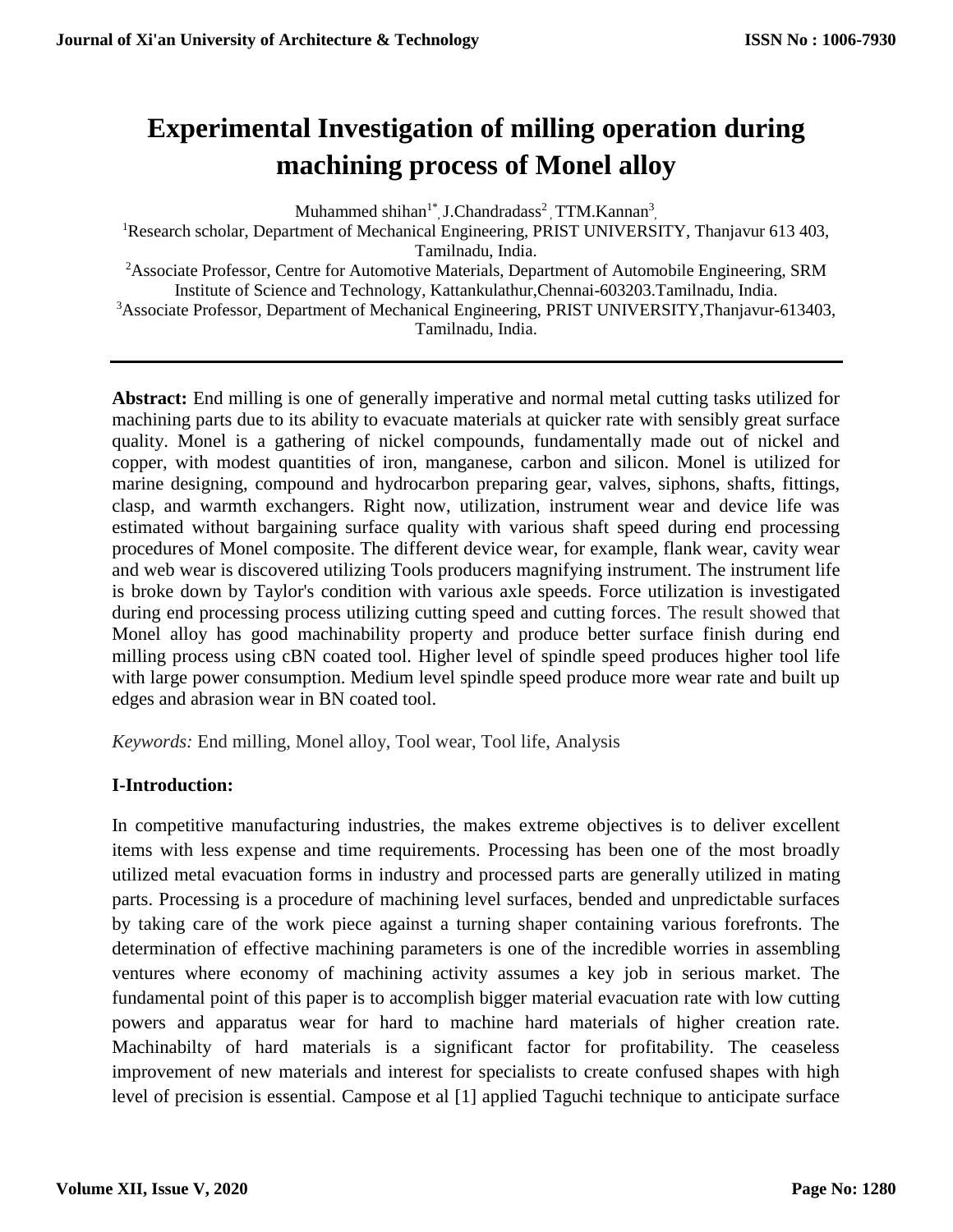# Experimental Investigation of milling operation during machining process of Monel alloy

Muhammed shihan[1*], J.Chandradass[2], TTM.Kannan[3],

[1]Research scholar, Department of Mechanical Engineering, PRIST UNIVERSITY, Thanjavur 613 403, Tamilnadu, India.

[2]Associate Professor, Centre for Automotive Materials, Department of Automobile Engineering, SRM Institute of Science and Technology, Kattankulathur,Chennai-603203.Tamilnadu, India.

[3]Associate Professor, Department of Mechanical Engineering, PRIST UNIVERSITY,Thanjavur-613403, Tamilnadu, India.

---

**Abstract:** End milling is one of generally imperative and normal metal cutting tasks utilized for machining parts due to its ability to evacuate materials at quicker rate with sensibly great surface quality. Monel is a gathering of nickel compounds, fundamentally made out of nickel and copper, with modest quantities of iron, manganese, carbon and silicon. Monel is utilized for marine designing, compound and hydrocarbon preparing gear, valves, siphons, shafts, fittings, clasp, and warmth exchangers. Right now, utilization, instrument wear and device life was estimated without bargaining surface quality with various shaft speed during end processing procedures of Monel composite. The different device wear, for example, flank wear, cavity wear and web wear is discovered utilizing Tools producers magnifying instrument. The instrument life is broke down by Taylor's condition with various axle speeds. Force utilization is investigated during end processing process utilizing cutting speed and cutting forces. The result showed that Monel alloy has good machinability property and produce better surface finish during end milling process using cBN coated tool. Higher level of spindle speed produces higher tool life with large power consumption. Medium level spindle speed produce more wear rate and built up edges and abrasion wear in BN coated tool.

*Keywords:* End milling, Monel alloy, Tool wear, Tool life, Analysis

## I-Introduction:

In competitive manufacturing industries, the makes extreme objectives is to deliver excellent items with less expense and time requirements. Processing has been one of the most broadly utilized metal evacuation forms in industry and processed parts are generally utilized in mating parts. Processing is a procedure of machining level surfaces, bended and unpredictable surfaces by taking care of the work piece against a turning shaper containing various forefronts. The determination of effective machining parameters is one of the incredible worries in assembling ventures where economy of machining activity assumes a key job in serious market. The fundamental point of this paper is to accomplish bigger material evacuation rate with low cutting powers and apparatus wear for hard to machine hard materials of higher creation rate. Machinabilty of hard materials is a significant factor for profitability. The ceaseless improvement of new materials and interest for specialists to create confused shapes with high level of precision is essential. Campose et al [1] applied Taguchi technique to anticipate surface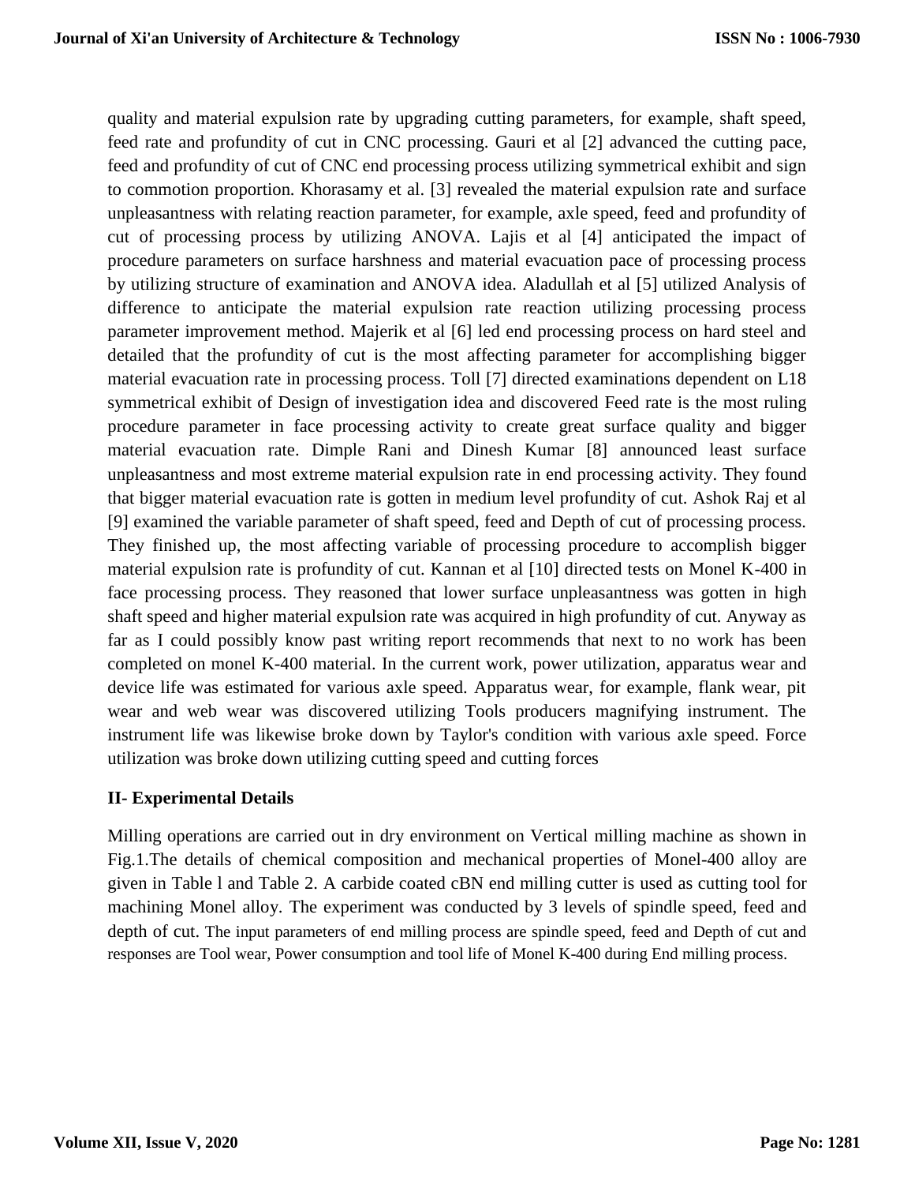quality and material expulsion rate by upgrading cutting parameters, for example, shaft speed, feed rate and profundity of cut in CNC processing. Gauri et al [2] advanced the cutting pace, feed and profundity of cut of CNC end processing process utilizing symmetrical exhibit and sign to commotion proportion. Khorasamy et al. [3] revealed the material expulsion rate and surface unpleasantness with relating reaction parameter, for example, axle speed, feed and profundity of cut of processing process by utilizing ANOVA. Lajis et al [4] anticipated the impact of procedure parameters on surface harshness and material evacuation pace of processing process by utilizing structure of examination and ANOVA idea. Aladullah et al [5] utilized Analysis of difference to anticipate the material expulsion rate reaction utilizing processing process parameter improvement method. Majerik et al [6] led end processing process on hard steel and detailed that the profundity of cut is the most affecting parameter for accomplishing bigger material evacuation rate in processing process. Toll [7] directed examinations dependent on L18 symmetrical exhibit of Design of investigation idea and discovered Feed rate is the most ruling procedure parameter in face processing activity to create great surface quality and bigger material evacuation rate. Dimple Rani and Dinesh Kumar [8] announced least surface unpleasantness and most extreme material expulsion rate in end processing activity. They found that bigger material evacuation rate is gotten in medium level profundity of cut. Ashok Raj et al [9] examined the variable parameter of shaft speed, feed and Depth of cut of processing process. They finished up, the most affecting variable of processing procedure to accomplish bigger material expulsion rate is profundity of cut. Kannan et al [10] directed tests on Monel K-400 in face processing process. They reasoned that lower surface unpleasantness was gotten in high shaft speed and higher material expulsion rate was acquired in high profundity of cut. Anyway as far as I could possibly know past writing report recommends that next to no work has been completed on monel K-400 material. In the current work, power utilization, apparatus wear and device life was estimated for various axle speed. Apparatus wear, for example, flank wear, pit wear and web wear was discovered utilizing Tools producers magnifying instrument. The instrument life was likewise broke down by Taylor's condition with various axle speed. Force utilization was broke down utilizing cutting speed and cutting forces

## II- Experimental Details

Milling operations are carried out in dry environment on Vertical milling machine as shown in Fig.1.The details of chemical composition and mechanical properties of Monel-400 alloy are given in Table l and Table 2. A carbide coated cBN end milling cutter is used as cutting tool for machining Monel alloy. The experiment was conducted by 3 levels of spindle speed, feed and depth of cut. The input parameters of end milling process are spindle speed, feed and Depth of cut and responses are Tool wear, Power consumption and tool life of Monel K-400 during End milling process.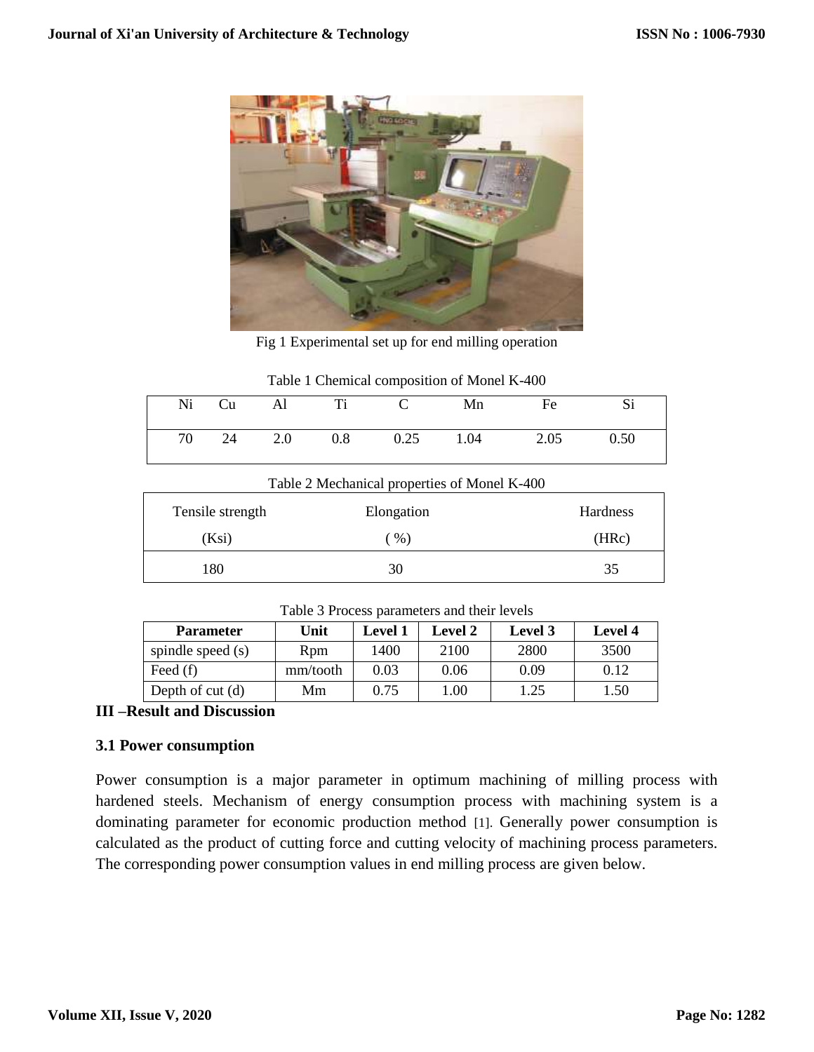Fig 1 Experimental set up for end milling operation

Table 1 Chemical composition of Monel K-400

| Ni | Cu | Al | Ti | C | Mn | Fe | Si |
|---|---|---|---|---|---|---|---|
| 70 | 24 | 2.0 | 0.8 | 0.25 | 1.04 | 2.05 | 0.50 |

Table 2 Mechanical properties of Monel K-400

| Tensile strength (Ksi) | Elongation ( %) | Hardness (HRc) |
|---|---|---|
| 180 | 30 | 35 |

Table 3 Process parameters and their levels

| **Parameter** | **Unit** | **Level 1** | **Level 2** | **Level 3** | **Level 4** |
|---|---|---|---|---|---|
| spindle speed (s) | Rpm | 1400 | 2100 | 2800 | 3500 |
| Feed (f) | mm/tooth | 0.03 | 0.06 | 0.09 | 0.12 |
| Depth of cut (d) | Mm | 0.75 | 1.00 | 1.25 | 1.50 |

## III –Result and Discussion

### 3.1 Power consumption

Power consumption is a major parameter in optimum machining of milling process with hardened steels. Mechanism of energy consumption process with machining system is a dominating parameter for economic production method [1]. Generally power consumption is calculated as the product of cutting force and cutting velocity of machining process parameters. The corresponding power consumption values in end milling process are given below.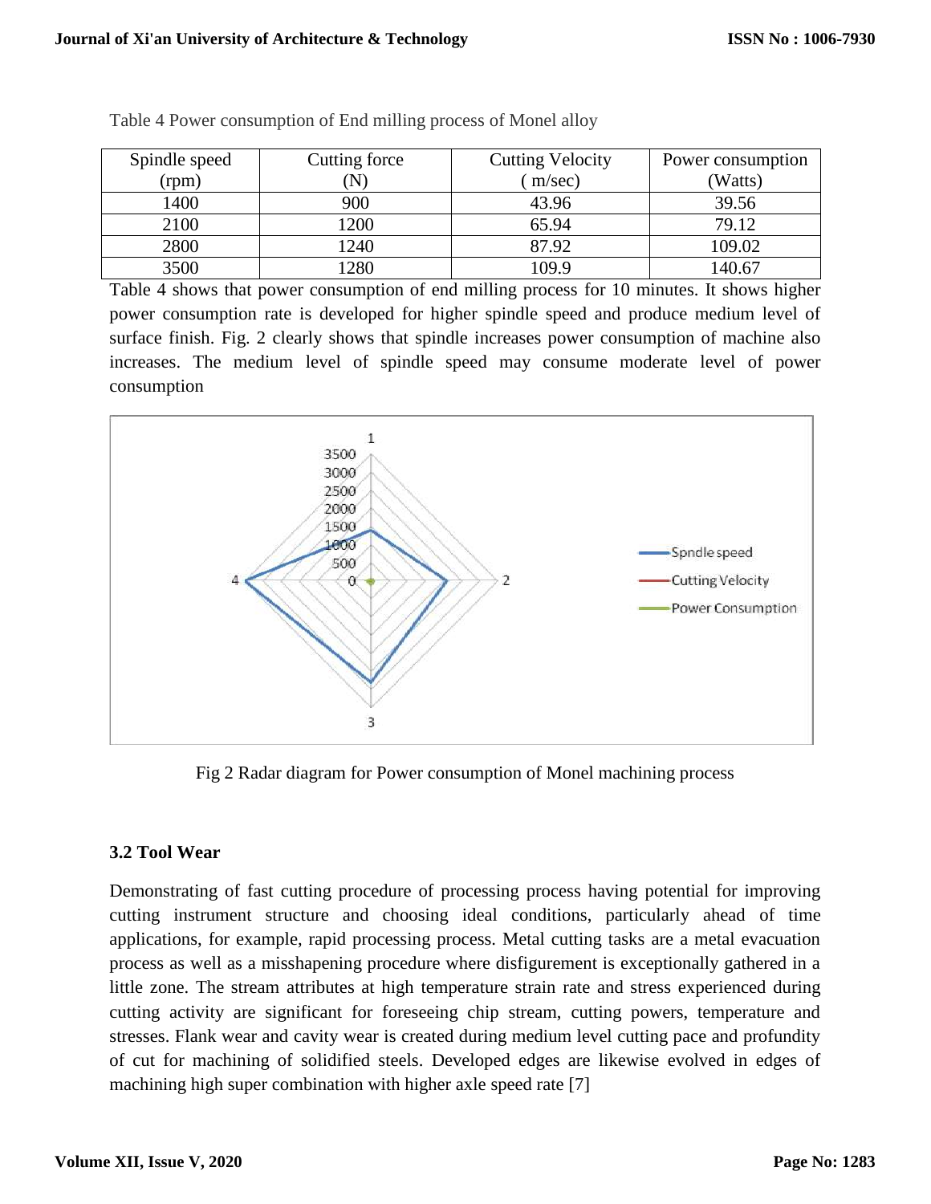Table 4 Power consumption of End milling process of Monel alloy

| Spindle speed (rpm) | Cutting force (N) | Cutting Velocity ( m/sec) | Power consumption (Watts) |
|---|---|---|---|
| 1400 | 900 | 43.96 | 39.56 |
| 2100 | 1200 | 65.94 | 79.12 |
| 2800 | 1240 | 87.92 | 109.02 |
| 3500 | 1280 | 109.9 | 140.67 |

Table 4 shows that power consumption of end milling process for 10 minutes. It shows higher power consumption rate is developed for higher spindle speed and produce medium level of surface finish. Fig. 2 clearly shows that spindle increases power consumption of machine also increases. The medium level of spindle speed may consume moderate level of power consumption

Fig 2 Radar diagram for Power consumption of Monel machining process

### 3.2 Tool Wear

Demonstrating of fast cutting procedure of processing process having potential for improving cutting instrument structure and choosing ideal conditions, particularly ahead of time applications, for example, rapid processing process. Metal cutting tasks are a metal evacuation process as well as a misshapening procedure where disfigurement is exceptionally gathered in a little zone. The stream attributes at high temperature strain rate and stress experienced during cutting activity are significant for foreseeing chip stream, cutting powers, temperature and stresses. Flank wear and cavity wear is created during medium level cutting pace and profundity of cut for machining of solidified steels. Developed edges are likewise evolved in edges of machining high super combination with higher axle speed rate [7]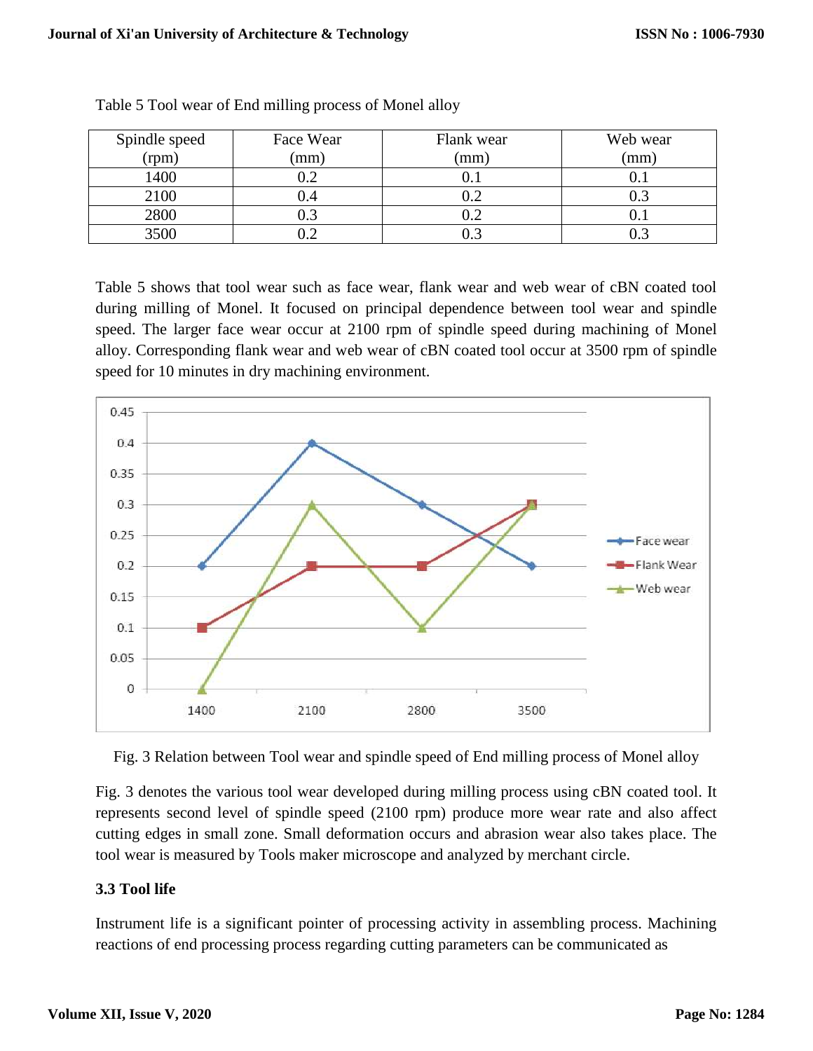Table 5 Tool wear of End milling process of Monel alloy

| Spindle speed (rpm) | Face Wear (mm) | Flank wear (mm) | Web wear (mm) |
|---|---|---|---|
| 1400 | 0.2 | 0.1 | 0.1 |
| 2100 | 0.4 | 0.2 | 0.3 |
| 2800 | 0.3 | 0.2 | 0.1 |
| 3500 | 0.2 | 0.3 | 0.3 |

Table 5 shows that tool wear such as face wear, flank wear and web wear of cBN coated tool during milling of Monel. It focused on principal dependence between tool wear and spindle speed. The larger face wear occur at 2100 rpm of spindle speed during machining of Monel alloy. Corresponding flank wear and web wear of cBN coated tool occur at 3500 rpm of spindle speed for 10 minutes in dry machining environment.

Fig. 3 Relation between Tool wear and spindle speed of End milling process of Monel alloy

Fig. 3 denotes the various tool wear developed during milling process using cBN coated tool. It represents second level of spindle speed (2100 rpm) produce more wear rate and also affect cutting edges in small zone. Small deformation occurs and abrasion wear also takes place. The tool wear is measured by Tools maker microscope and analyzed by merchant circle.

### 3.3 Tool life

Instrument life is a significant pointer of processing activity in assembling process. Machining reactions of end processing process regarding cutting parameters can be communicated as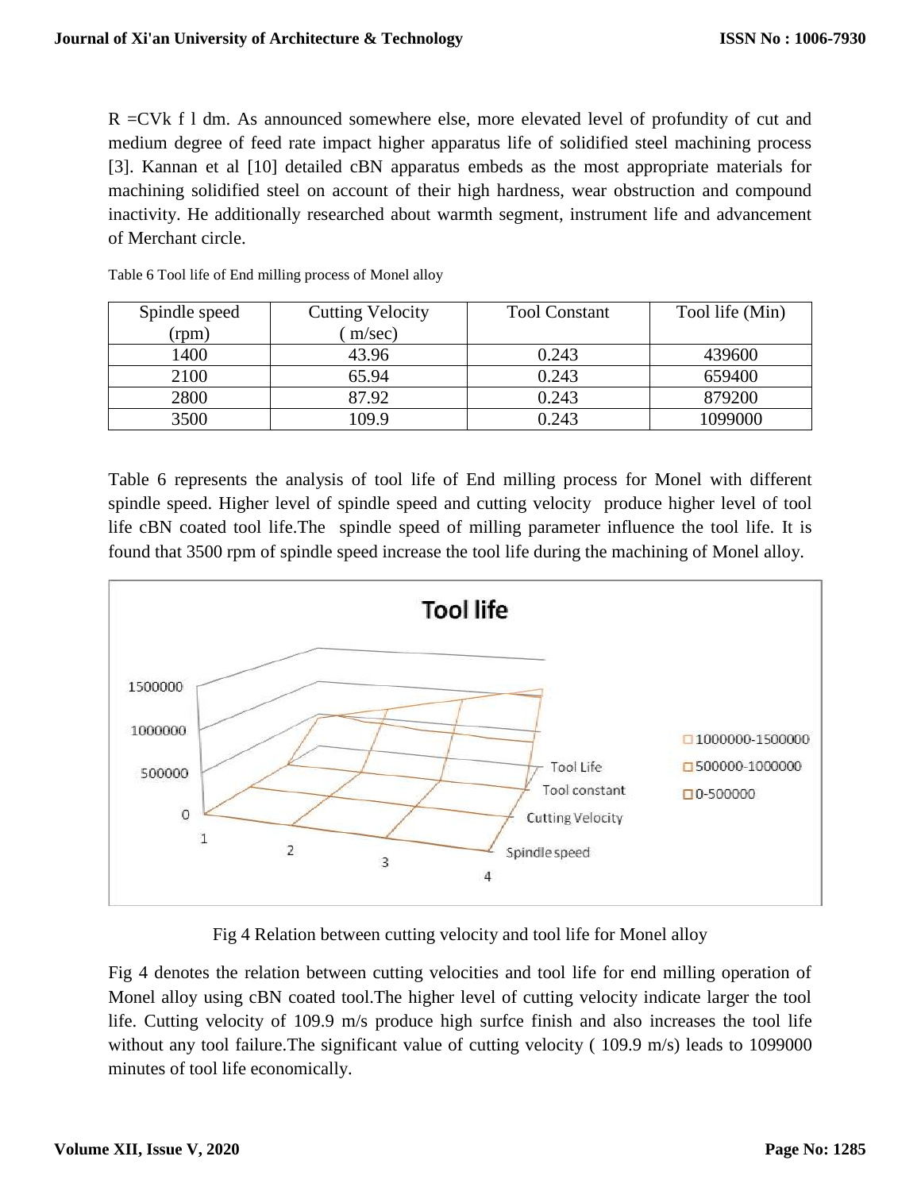R =CVk f l dm. As announced somewhere else, more elevated level of profundity of cut and medium degree of feed rate impact higher apparatus life of solidified steel machining process [3]. Kannan et al [10] detailed cBN apparatus embeds as the most appropriate materials for machining solidified steel on account of their high hardness, wear obstruction and compound inactivity. He additionally researched about warmth segment, instrument life and advancement of Merchant circle.

Table 6 Tool life of End milling process of Monel alloy

| Spindle speed (rpm) | Cutting Velocity ( m/sec) | Tool Constant | Tool life (Min) |
|---|---|---|---|
| 1400 | 43.96 | 0.243 | 439600 |
| 2100 | 65.94 | 0.243 | 659400 |
| 2800 | 87.92 | 0.243 | 879200 |
| 3500 | 109.9 | 0.243 | 1099000 |

Table 6 represents the analysis of tool life of End milling process for Monel with different spindle speed. Higher level of spindle speed and cutting velocity produce higher level of tool life cBN coated tool life.The spindle speed of milling parameter influence the tool life. It is found that 3500 rpm of spindle speed increase the tool life during the machining of Monel alloy.

Fig 4 Relation between cutting velocity and tool life for Monel alloy

Fig 4 denotes the relation between cutting velocities and tool life for end milling operation of Monel alloy using cBN coated tool.The higher level of cutting velocity indicate larger the tool life. Cutting velocity of 109.9 m/s produce high surfce finish and also increases the tool life without any tool failure.The significant value of cutting velocity ( 109.9 m/s) leads to 1099000 minutes of tool life economically.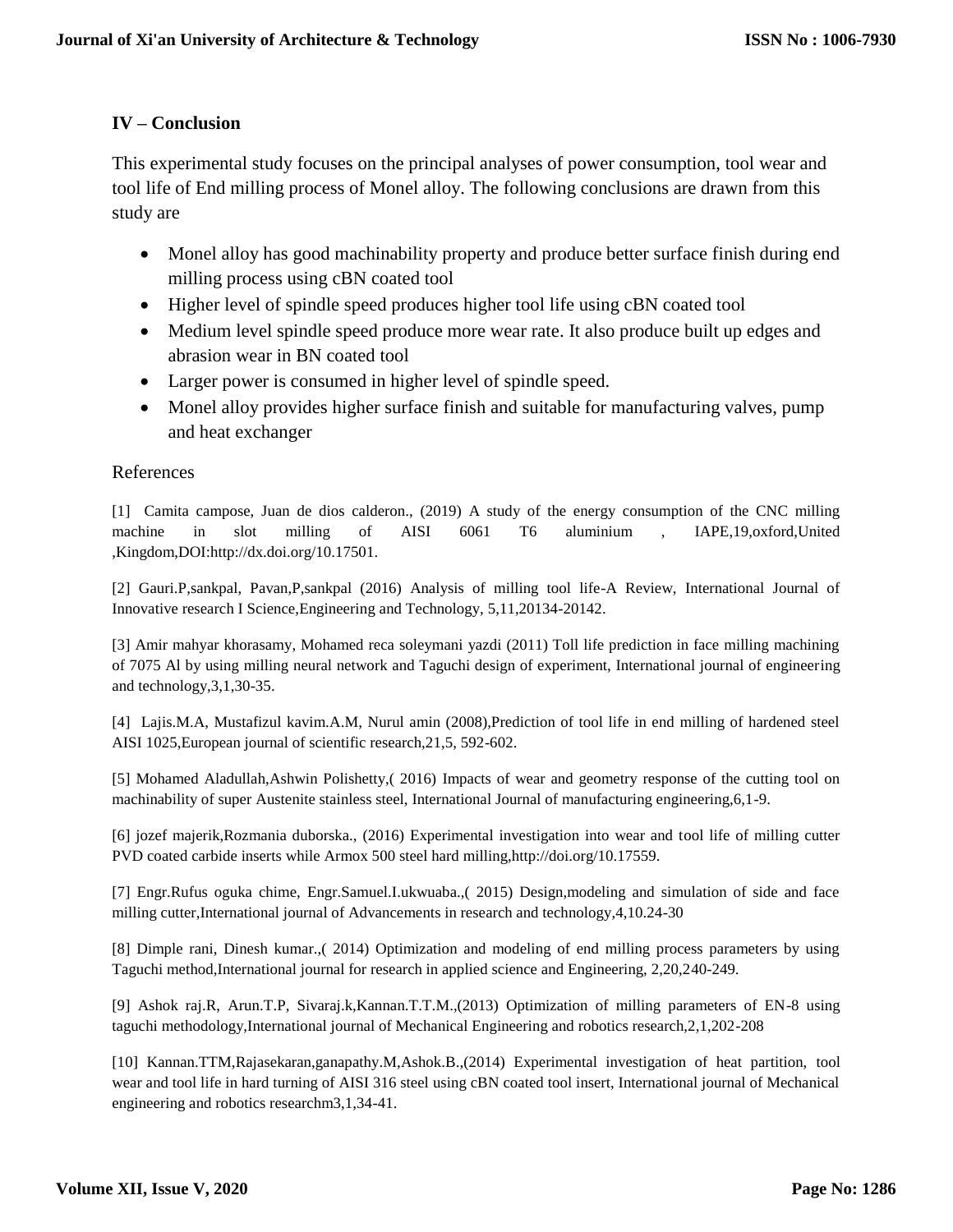## IV – Conclusion

This experimental study focuses on the principal analyses of power consumption, tool wear and tool life of End milling process of Monel alloy. The following conclusions are drawn from this study are

- Monel alloy has good machinability property and produce better surface finish during end milling process using cBN coated tool
- Higher level of spindle speed produces higher tool life using cBN coated tool
- Medium level spindle speed produce more wear rate. It also produce built up edges and abrasion wear in BN coated tool
- Larger power is consumed in higher level of spindle speed.
- Monel alloy provides higher surface finish and suitable for manufacturing valves, pump and heat exchanger

## References

[1] Camita campose, Juan de dios calderon., (2019) A study of the energy consumption of the CNC milling machine in slot milling of AISI 6061 T6 aluminium , IAPE,19,oxford,United ,Kingdom,DOI:http://dx.doi.org/10.17501.

[2] Gauri.P,sankpal, Pavan,P,sankpal (2016) Analysis of milling tool life-A Review, International Journal of Innovative research I Science,Engineering and Technology, 5,11,20134-20142.

[3] Amir mahyar khorasamy, Mohamed reca soleymani yazdi (2011) Toll life prediction in face milling machining of 7075 Al by using milling neural network and Taguchi design of experiment, International journal of engineering and technology,3,1,30-35.

[4] Lajis.M.A, Mustafizul kavim.A.M, Nurul amin (2008),Prediction of tool life in end milling of hardened steel AISI 1025,European journal of scientific research,21,5, 592-602.

[5] Mohamed Aladullah,Ashwin Polishetty,( 2016) Impacts of wear and geometry response of the cutting tool on machinability of super Austenite stainless steel, International Journal of manufacturing engineering,6,1-9.

[6] jozef majerik,Rozmania duborska., (2016) Experimental investigation into wear and tool life of milling cutter PVD coated carbide inserts while Armox 500 steel hard milling,http://doi.org/10.17559.

[7] Engr.Rufus oguka chime, Engr.Samuel.I.ukwuaba.,( 2015) Design,modeling and simulation of side and face milling cutter,International journal of Advancements in research and technology,4,10.24-30

[8] Dimple rani, Dinesh kumar.,( 2014) Optimization and modeling of end milling process parameters by using Taguchi method,International journal for research in applied science and Engineering, 2,20,240-249.

[9] Ashok raj.R, Arun.T.P, Sivaraj.k,Kannan.T.T.M.,(2013) Optimization of milling parameters of EN-8 using taguchi methodology,International journal of Mechanical Engineering and robotics research,2,1,202-208

[10] Kannan.TTM,Rajasekaran,ganapathy.M,Ashok.B.,(2014) Experimental investigation of heat partition, tool wear and tool life in hard turning of AISI 316 steel using cBN coated tool insert, International journal of Mechanical engineering and robotics researchm3,1,34-41.